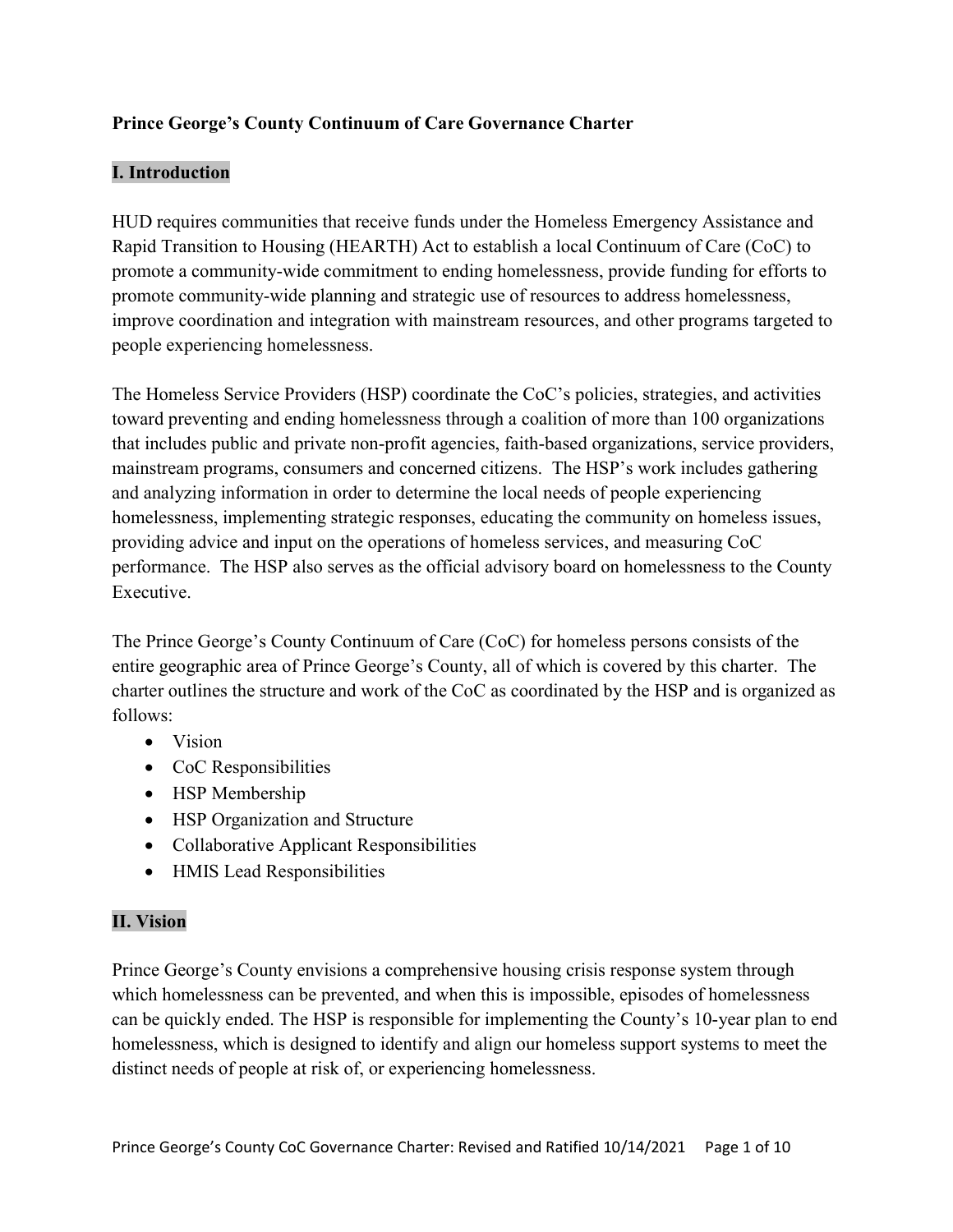# Prince George's County Continuum of Care Governance Charter

## I. Introduction

HUD requires communities that receive funds under the Homeless Emergency Assistance and Rapid Transition to Housing (HEARTH) Act to establish a local Continuum of Care (CoC) to promote a community-wide commitment to ending homelessness, provide funding for efforts to promote community-wide planning and strategic use of resources to address homelessness, improve coordination and integration with mainstream resources, and other programs targeted to people experiencing homelessness.

The Homeless Service Providers (HSP) coordinate the CoC's policies, strategies, and activities toward preventing and ending homelessness through a coalition of more than 100 organizations that includes public and private non-profit agencies, faith-based organizations, service providers, mainstream programs, consumers and concerned citizens. The HSP's work includes gathering and analyzing information in order to determine the local needs of people experiencing homelessness, implementing strategic responses, educating the community on homeless issues, providing advice and input on the operations of homeless services, and measuring CoC performance. The HSP also serves as the official advisory board on homelessness to the County Executive.

The Prince George's County Continuum of Care (CoC) for homeless persons consists of the entire geographic area of Prince George's County, all of which is covered by this charter. The charter outlines the structure and work of the CoC as coordinated by the HSP and is organized as follows:

- Vision
- CoC Responsibilities
- HSP Membership
- HSP Organization and Structure
- Collaborative Applicant Responsibilities
- HMIS Lead Responsibilities

## II. Vision

Prince George's County envisions a comprehensive housing crisis response system through which homelessness can be prevented, and when this is impossible, episodes of homelessness can be quickly ended. The HSP is responsible for implementing the County's 10-year plan to end homelessness, which is designed to identify and align our homeless support systems to meet the distinct needs of people at risk of, or experiencing homelessness.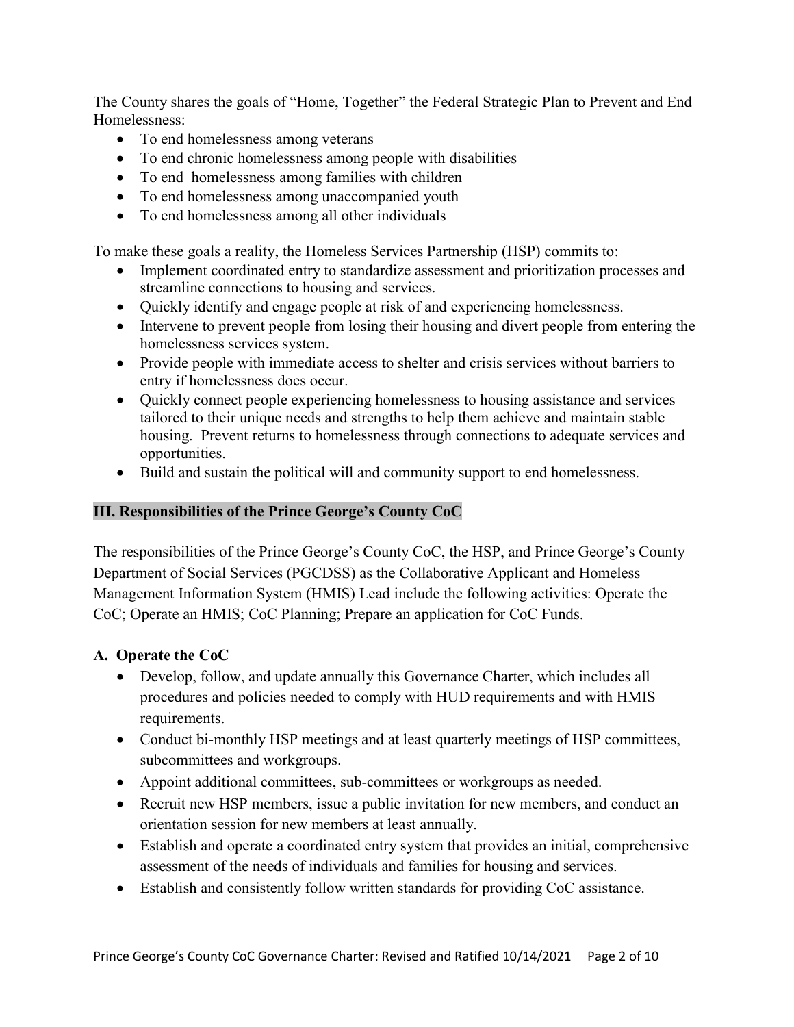The County shares the goals of "Home, Together" the Federal Strategic Plan to Prevent and End Homelessness:

- To end homelessness among veterans
- To end chronic homelessness among people with disabilities
- To end homelessness among families with children
- To end homelessness among unaccompanied youth
- To end homelessness among all other individuals

To make these goals a reality, the Homeless Services Partnership (HSP) commits to:

- Implement coordinated entry to standardize assessment and prioritization processes and streamline connections to housing and services.
- Quickly identify and engage people at risk of and experiencing homelessness.
- Intervene to prevent people from losing their housing and divert people from entering the homelessness services system.
- Provide people with immediate access to shelter and crisis services without barriers to entry if homelessness does occur.
- Quickly connect people experiencing homelessness to housing assistance and services tailored to their unique needs and strengths to help them achieve and maintain stable housing. Prevent returns to homelessness through connections to adequate services and opportunities.
- Build and sustain the political will and community support to end homelessness.

## III. Responsibilities of the Prince George's County CoC

The responsibilities of the Prince George's County CoC, the HSP, and Prince George's County Department of Social Services (PGCDSS) as the Collaborative Applicant and Homeless Management Information System (HMIS) Lead include the following activities: Operate the CoC; Operate an HMIS; CoC Planning; Prepare an application for CoC Funds.

### A. Operate the CoC

- Develop, follow, and update annually this Governance Charter, which includes all procedures and policies needed to comply with HUD requirements and with HMIS requirements.
- Conduct bi-monthly HSP meetings and at least quarterly meetings of HSP committees, subcommittees and workgroups.
- Appoint additional committees, sub-committees or workgroups as needed.
- Recruit new HSP members, issue a public invitation for new members, and conduct an orientation session for new members at least annually.
- Establish and operate a coordinated entry system that provides an initial, comprehensive assessment of the needs of individuals and families for housing and services.
- Establish and consistently follow written standards for providing CoC assistance.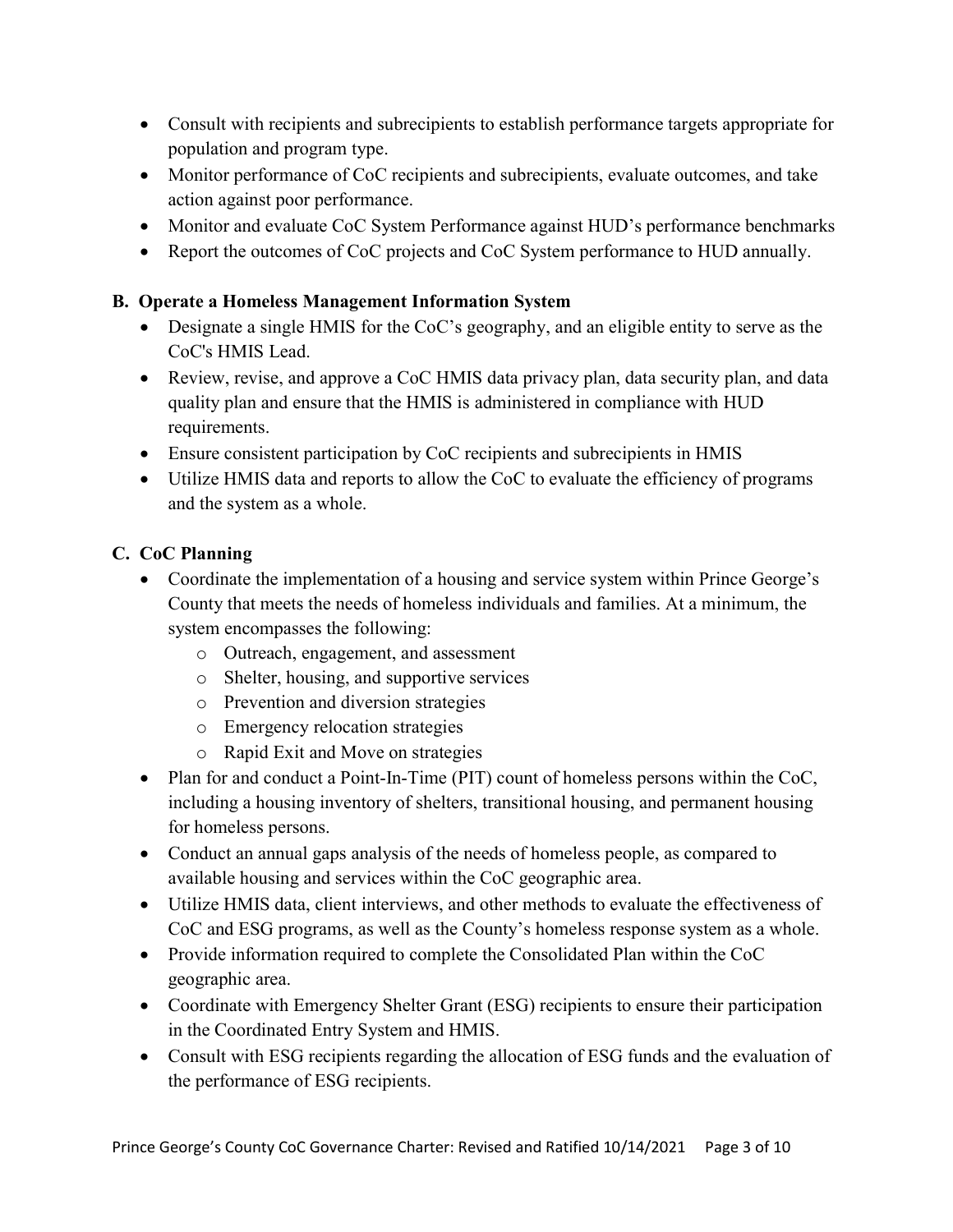- Consult with recipients and subrecipients to establish performance targets appropriate for population and program type.
- Monitor performance of CoC recipients and subrecipients, evaluate outcomes, and take action against poor performance.
- Monitor and evaluate CoC System Performance against HUD's performance benchmarks
- Report the outcomes of CoC projects and CoC System performance to HUD annually.

**B. Operate a Homeless Management Information System**

- Designate a single HMIS for the CoC's geography, and an eligible entity to serve as the CoC's HMIS Lead.
- Review, revise, and approve a CoC HMIS data privacy plan, data security plan, and data quality plan and ensure that the HMIS is administered in compliance with HUD requirements.
- Ensure consistent participation by CoC recipients and subrecipients in HMIS
- Utilize HMIS data and reports to allow the CoC to evaluate the efficiency of programs and the system as a whole.

**C. CoC Planning**

- Coordinate the implementation of a housing and service system within Prince George's County that meets the needs of homeless individuals and families. At a minimum, the system encompasses the following:
    - Outreach, engagement, and assessment
    - Shelter, housing, and supportive services
    - Prevention and diversion strategies
    - Emergency relocation strategies
    - Rapid Exit and Move on strategies
- Plan for and conduct a Point-In-Time (PIT) count of homeless persons within the CoC, including a housing inventory of shelters, transitional housing, and permanent housing for homeless persons.
- Conduct an annual gaps analysis of the needs of homeless people, as compared to available housing and services within the CoC geographic area.
- Utilize HMIS data, client interviews, and other methods to evaluate the effectiveness of CoC and ESG programs, as well as the County's homeless response system as a whole.
- Provide information required to complete the Consolidated Plan within the CoC geographic area.
- Coordinate with Emergency Shelter Grant (ESG) recipients to ensure their participation in the Coordinated Entry System and HMIS.
- Consult with ESG recipients regarding the allocation of ESG funds and the evaluation of the performance of ESG recipients.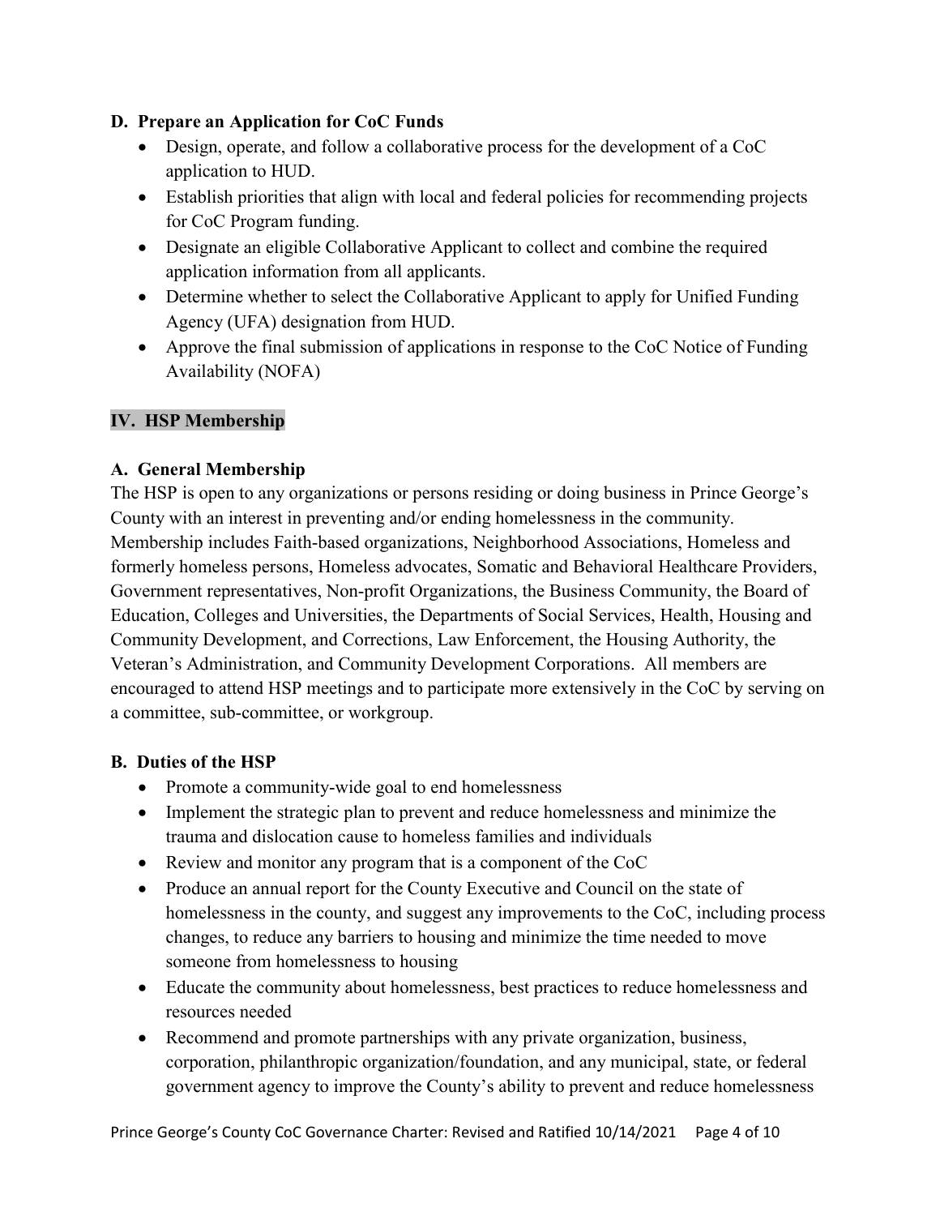### D. Prepare an Application for CoC Funds

- Design, operate, and follow a collaborative process for the development of a CoC application to HUD.
- Establish priorities that align with local and federal policies for recommending projects for CoC Program funding.
- Designate an eligible Collaborative Applicant to collect and combine the required application information from all applicants.
- Determine whether to select the Collaborative Applicant to apply for Unified Funding Agency (UFA) designation from HUD.
- Approve the final submission of applications in response to the CoC Notice of Funding Availability (NOFA)

## IV. HSP Membership

### A. General Membership

The HSP is open to any organizations or persons residing or doing business in Prince George's County with an interest in preventing and/or ending homelessness in the community. Membership includes Faith-based organizations, Neighborhood Associations, Homeless and formerly homeless persons, Homeless advocates, Somatic and Behavioral Healthcare Providers, Government representatives, Non-profit Organizations, the Business Community, the Board of Education, Colleges and Universities, the Departments of Social Services, Health, Housing and Community Development, and Corrections, Law Enforcement, the Housing Authority, the Veteran's Administration, and Community Development Corporations. All members are encouraged to attend HSP meetings and to participate more extensively in the CoC by serving on a committee, sub-committee, or workgroup.

### B. Duties of the HSP

- Promote a community-wide goal to end homelessness
- Implement the strategic plan to prevent and reduce homelessness and minimize the trauma and dislocation cause to homeless families and individuals
- Review and monitor any program that is a component of the CoC
- Produce an annual report for the County Executive and Council on the state of homelessness in the county, and suggest any improvements to the CoC, including process changes, to reduce any barriers to housing and minimize the time needed to move someone from homelessness to housing
- Educate the community about homelessness, best practices to reduce homelessness and resources needed
- Recommend and promote partnerships with any private organization, business, corporation, philanthropic organization/foundation, and any municipal, state, or federal government agency to improve the County's ability to prevent and reduce homelessness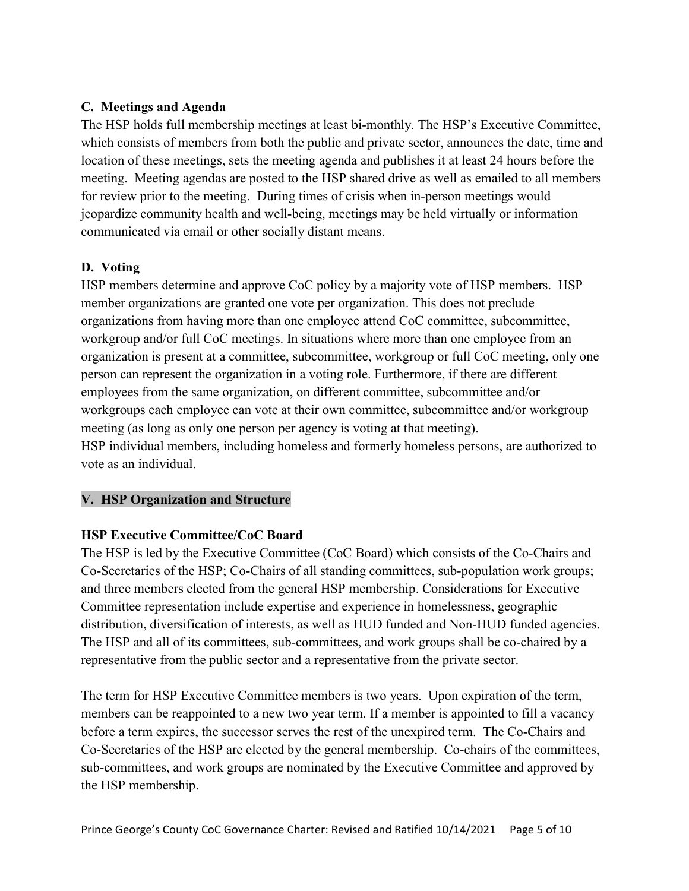### C. Meetings and Agenda

The HSP holds full membership meetings at least bi-monthly. The HSP's Executive Committee, which consists of members from both the public and private sector, announces the date, time and location of these meetings, sets the meeting agenda and publishes it at least 24 hours before the meeting. Meeting agendas are posted to the HSP shared drive as well as emailed to all members for review prior to the meeting. During times of crisis when in-person meetings would jeopardize community health and well-being, meetings may be held virtually or information communicated via email or other socially distant means.

### D. Voting

HSP members determine and approve CoC policy by a majority vote of HSP members. HSP member organizations are granted one vote per organization. This does not preclude organizations from having more than one employee attend CoC committee, subcommittee, workgroup and/or full CoC meetings. In situations where more than one employee from an organization is present at a committee, subcommittee, workgroup or full CoC meeting, only one person can represent the organization in a voting role. Furthermore, if there are different employees from the same organization, on different committee, subcommittee and/or workgroups each employee can vote at their own committee, subcommittee and/or workgroup meeting (as long as only one person per agency is voting at that meeting).
HSP individual members, including homeless and formerly homeless persons, are authorized to vote as an individual.

## V. HSP Organization and Structure

### HSP Executive Committee/CoC Board

The HSP is led by the Executive Committee (CoC Board) which consists of the Co-Chairs and Co-Secretaries of the HSP; Co-Chairs of all standing committees, sub-population work groups; and three members elected from the general HSP membership. Considerations for Executive Committee representation include expertise and experience in homelessness, geographic distribution, diversification of interests, as well as HUD funded and Non-HUD funded agencies. The HSP and all of its committees, sub-committees, and work groups shall be co-chaired by a representative from the public sector and a representative from the private sector.

The term for HSP Executive Committee members is two years. Upon expiration of the term, members can be reappointed to a new two year term. If a member is appointed to fill a vacancy before a term expires, the successor serves the rest of the unexpired term. The Co-Chairs and Co-Secretaries of the HSP are elected by the general membership. Co-chairs of the committees, sub-committees, and work groups are nominated by the Executive Committee and approved by the HSP membership.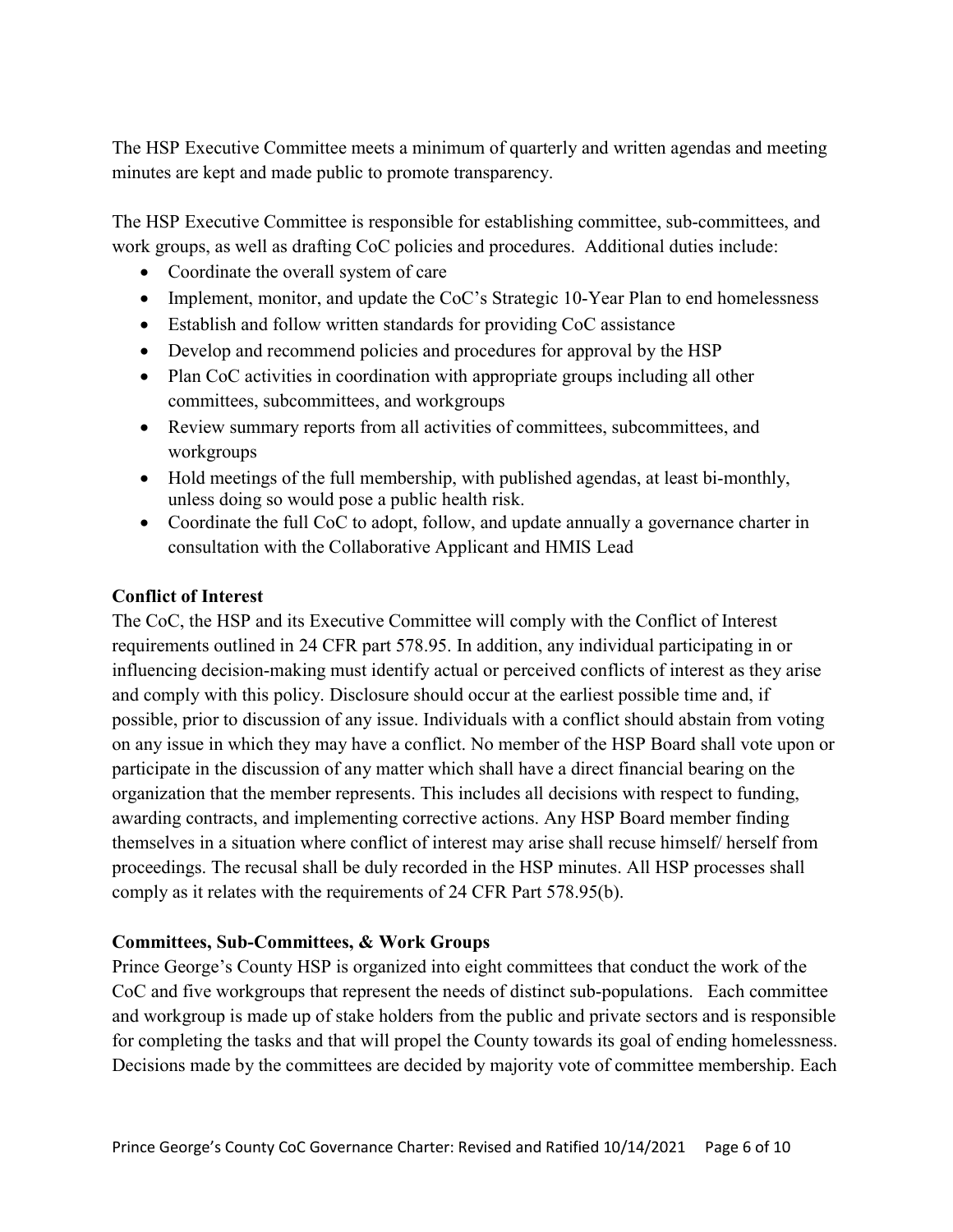The HSP Executive Committee meets a minimum of quarterly and written agendas and meeting minutes are kept and made public to promote transparency.

The HSP Executive Committee is responsible for establishing committee, sub-committees, and work groups, as well as drafting CoC policies and procedures. Additional duties include:

- Coordinate the overall system of care
- Implement, monitor, and update the CoC's Strategic 10-Year Plan to end homelessness
- Establish and follow written standards for providing CoC assistance
- Develop and recommend policies and procedures for approval by the HSP
- Plan CoC activities in coordination with appropriate groups including all other committees, subcommittees, and workgroups
- Review summary reports from all activities of committees, subcommittees, and workgroups
- Hold meetings of the full membership, with published agendas, at least bi-monthly, unless doing so would pose a public health risk.
- Coordinate the full CoC to adopt, follow, and update annually a governance charter in consultation with the Collaborative Applicant and HMIS Lead

**Conflict of Interest**

The CoC, the HSP and its Executive Committee will comply with the Conflict of Interest requirements outlined in 24 CFR part 578.95. In addition, any individual participating in or influencing decision-making must identify actual or perceived conflicts of interest as they arise and comply with this policy. Disclosure should occur at the earliest possible time and, if possible, prior to discussion of any issue. Individuals with a conflict should abstain from voting on any issue in which they may have a conflict. No member of the HSP Board shall vote upon or participate in the discussion of any matter which shall have a direct financial bearing on the organization that the member represents. This includes all decisions with respect to funding, awarding contracts, and implementing corrective actions. Any HSP Board member finding themselves in a situation where conflict of interest may arise shall recuse himself/ herself from proceedings. The recusal shall be duly recorded in the HSP minutes. All HSP processes shall comply as it relates with the requirements of 24 CFR Part 578.95(b).

**Committees, Sub-Committees, & Work Groups**

Prince George's County HSP is organized into eight committees that conduct the work of the CoC and five workgroups that represent the needs of distinct sub-populations. Each committee and workgroup is made up of stake holders from the public and private sectors and is responsible for completing the tasks and that will propel the County towards its goal of ending homelessness. Decisions made by the committees are decided by majority vote of committee membership. Each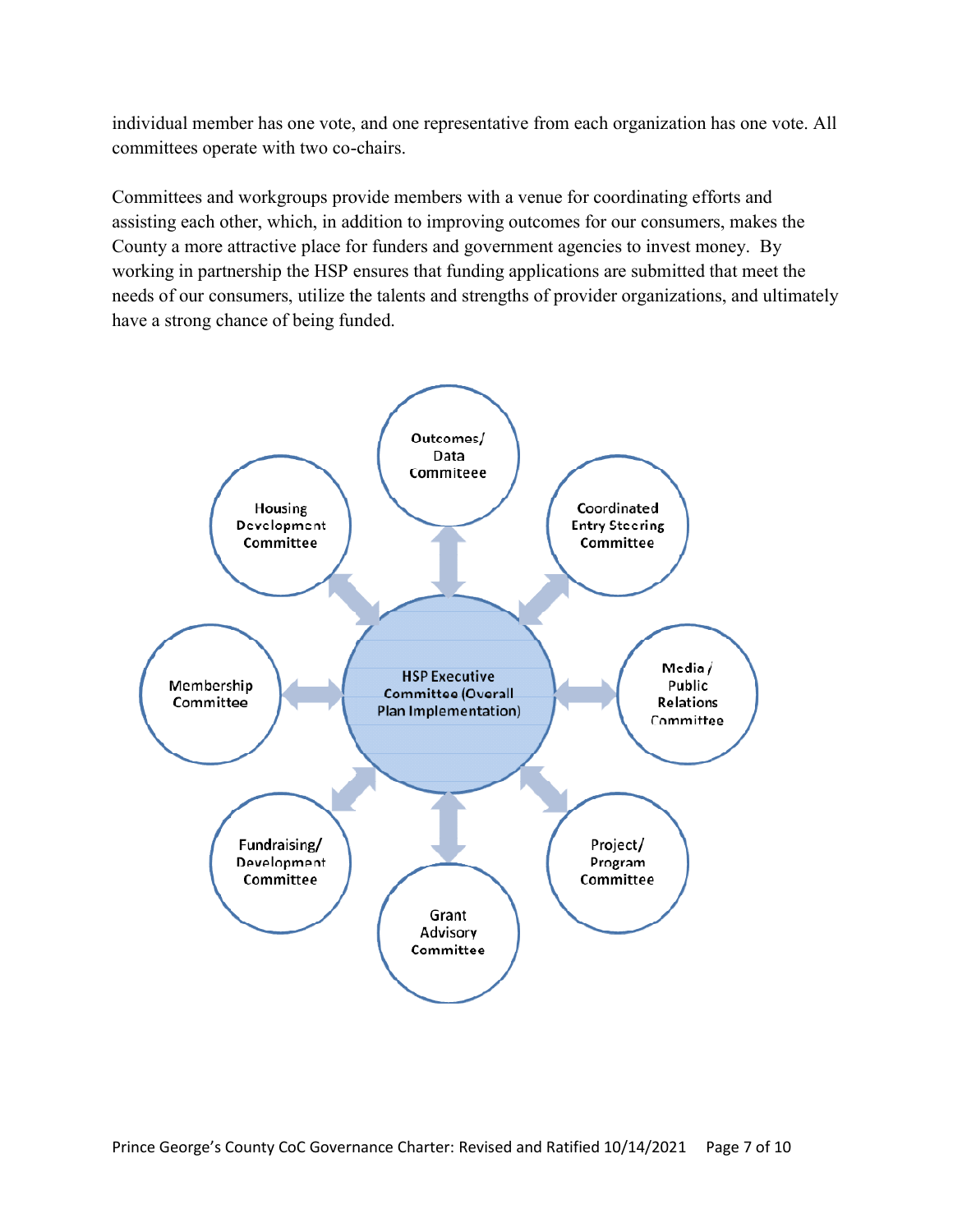individual member has one vote, and one representative from each organization has one vote. All committees operate with two co-chairs.

Committees and workgroups provide members with a venue for coordinating efforts and assisting each other, which, in addition to improving outcomes for our consumers, makes the County a more attractive place for funders and government agencies to invest money. By working in partnership the HSP ensures that funding applications are submitted that meet the needs of our consumers, utilize the talents and strengths of provider organizations, and ultimately have a strong chance of being funded.

Outcomes/ Data Commiteee

Housing Development Committee

Coordinated Entry Steering Committee

Membership Committee

HSP Executive Committee (Overall Plan Implementation)

Media / Public Relations Committee

Fundraising/ Development Committee

Project/ Program Committee

Grant Advisory Committee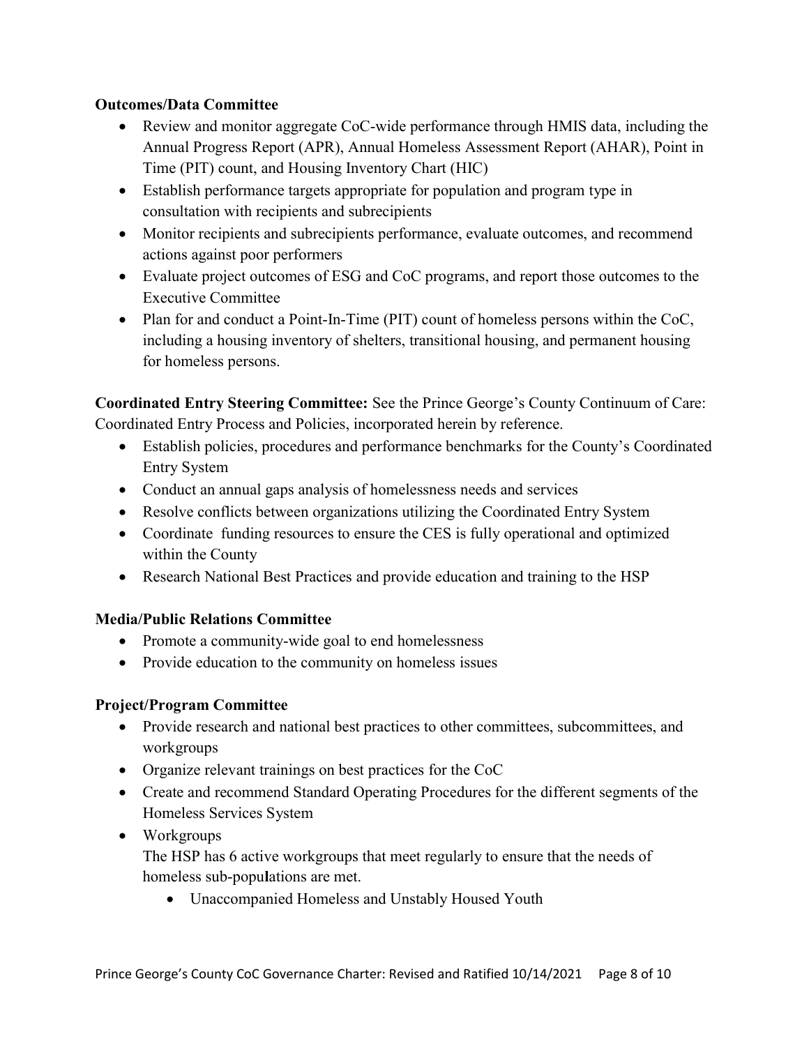**Outcomes/Data Committee**

- Review and monitor aggregate CoC-wide performance through HMIS data, including the Annual Progress Report (APR), Annual Homeless Assessment Report (AHAR), Point in Time (PIT) count, and Housing Inventory Chart (HIC)
- Establish performance targets appropriate for population and program type in consultation with recipients and subrecipients
- Monitor recipients and subrecipients performance, evaluate outcomes, and recommend actions against poor performers
- Evaluate project outcomes of ESG and CoC programs, and report those outcomes to the Executive Committee
- Plan for and conduct a Point-In-Time (PIT) count of homeless persons within the CoC, including a housing inventory of shelters, transitional housing, and permanent housing for homeless persons.

**Coordinated Entry Steering Committee:** See the Prince George's County Continuum of Care: Coordinated Entry Process and Policies, incorporated herein by reference.

- Establish policies, procedures and performance benchmarks for the County's Coordinated Entry System
- Conduct an annual gaps analysis of homelessness needs and services
- Resolve conflicts between organizations utilizing the Coordinated Entry System
- Coordinate funding resources to ensure the CES is fully operational and optimized within the County
- Research National Best Practices and provide education and training to the HSP

**Media/Public Relations Committee**

- Promote a community-wide goal to end homelessness
- Provide education to the community on homeless issues

**Project/Program Committee**

- Provide research and national best practices to other committees, subcommittees, and workgroups
- Organize relevant trainings on best practices for the CoC
- Create and recommend Standard Operating Procedures for the different segments of the Homeless Services System
- Workgroups

  The HSP has 6 active workgroups that meet regularly to ensure that the needs of homeless sub-populations are met.

  - Unaccompanied Homeless and Unstably Housed Youth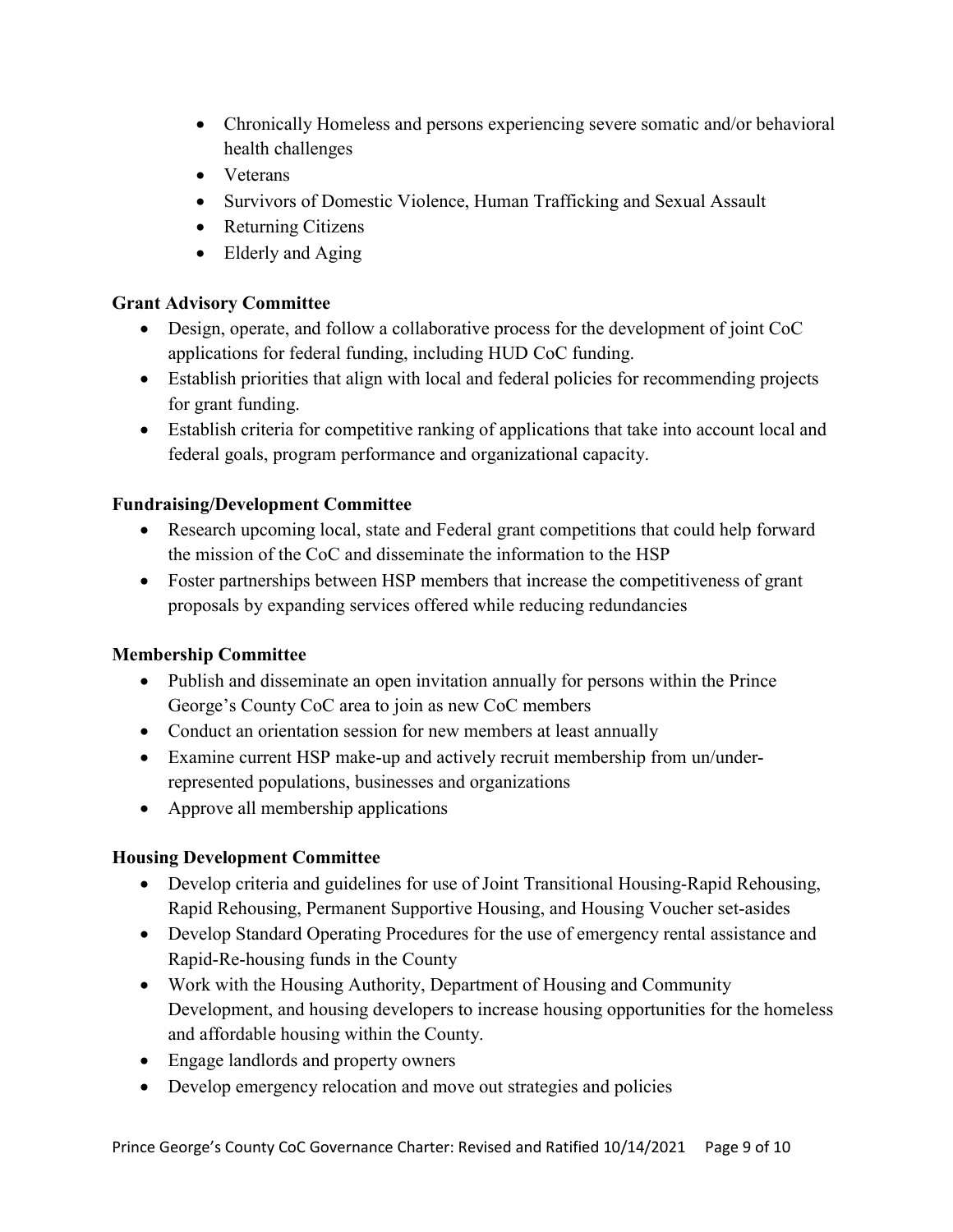- Chronically Homeless and persons experiencing severe somatic and/or behavioral health challenges
- Veterans
- Survivors of Domestic Violence, Human Trafficking and Sexual Assault
- Returning Citizens
- Elderly and Aging

**Grant Advisory Committee**

- Design, operate, and follow a collaborative process for the development of joint CoC applications for federal funding, including HUD CoC funding.
- Establish priorities that align with local and federal policies for recommending projects for grant funding.
- Establish criteria for competitive ranking of applications that take into account local and federal goals, program performance and organizational capacity.

**Fundraising/Development Committee**

- Research upcoming local, state and Federal grant competitions that could help forward the mission of the CoC and disseminate the information to the HSP
- Foster partnerships between HSP members that increase the competitiveness of grant proposals by expanding services offered while reducing redundancies

**Membership Committee**

- Publish and disseminate an open invitation annually for persons within the Prince George's County CoC area to join as new CoC members
- Conduct an orientation session for new members at least annually
- Examine current HSP make-up and actively recruit membership from un/under-represented populations, businesses and organizations
- Approve all membership applications

**Housing Development Committee**

- Develop criteria and guidelines for use of Joint Transitional Housing-Rapid Rehousing, Rapid Rehousing, Permanent Supportive Housing, and Housing Voucher set-asides
- Develop Standard Operating Procedures for the use of emergency rental assistance and Rapid-Re-housing funds in the County
- Work with the Housing Authority, Department of Housing and Community Development, and housing developers to increase housing opportunities for the homeless and affordable housing within the County.
- Engage landlords and property owners
- Develop emergency relocation and move out strategies and policies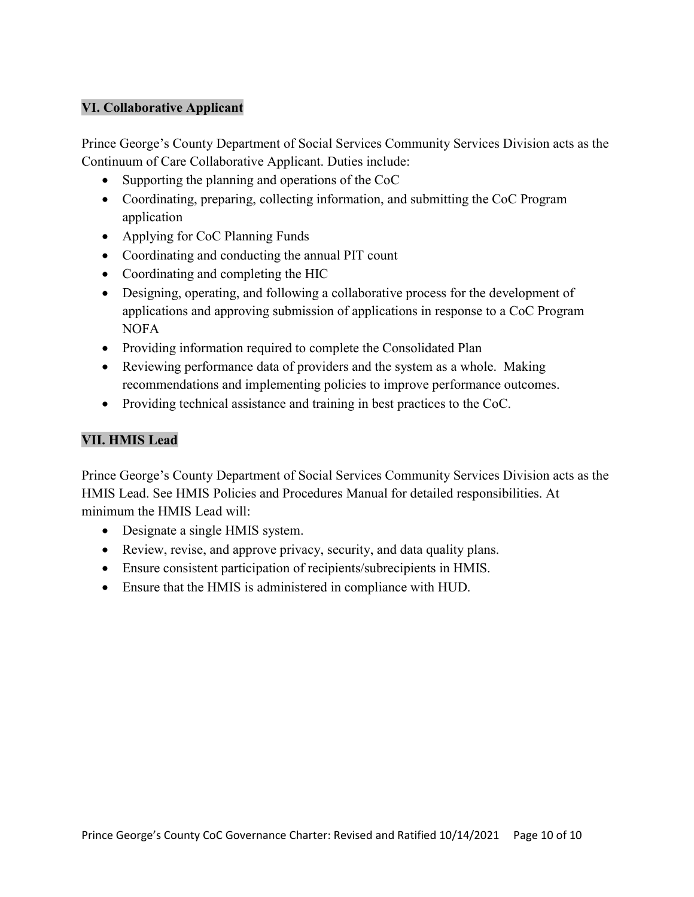## VI. Collaborative Applicant

Prince George's County Department of Social Services Community Services Division acts as the Continuum of Care Collaborative Applicant. Duties include:

- Supporting the planning and operations of the CoC
- Coordinating, preparing, collecting information, and submitting the CoC Program application
- Applying for CoC Planning Funds
- Coordinating and conducting the annual PIT count
- Coordinating and completing the HIC
- Designing, operating, and following a collaborative process for the development of applications and approving submission of applications in response to a CoC Program NOFA
- Providing information required to complete the Consolidated Plan
- Reviewing performance data of providers and the system as a whole. Making recommendations and implementing policies to improve performance outcomes.
- Providing technical assistance and training in best practices to the CoC.

## VII. HMIS Lead

Prince George's County Department of Social Services Community Services Division acts as the HMIS Lead. See HMIS Policies and Procedures Manual for detailed responsibilities. At minimum the HMIS Lead will:

- Designate a single HMIS system.
- Review, revise, and approve privacy, security, and data quality plans.
- Ensure consistent participation of recipients/subrecipients in HMIS.
- Ensure that the HMIS is administered in compliance with HUD.